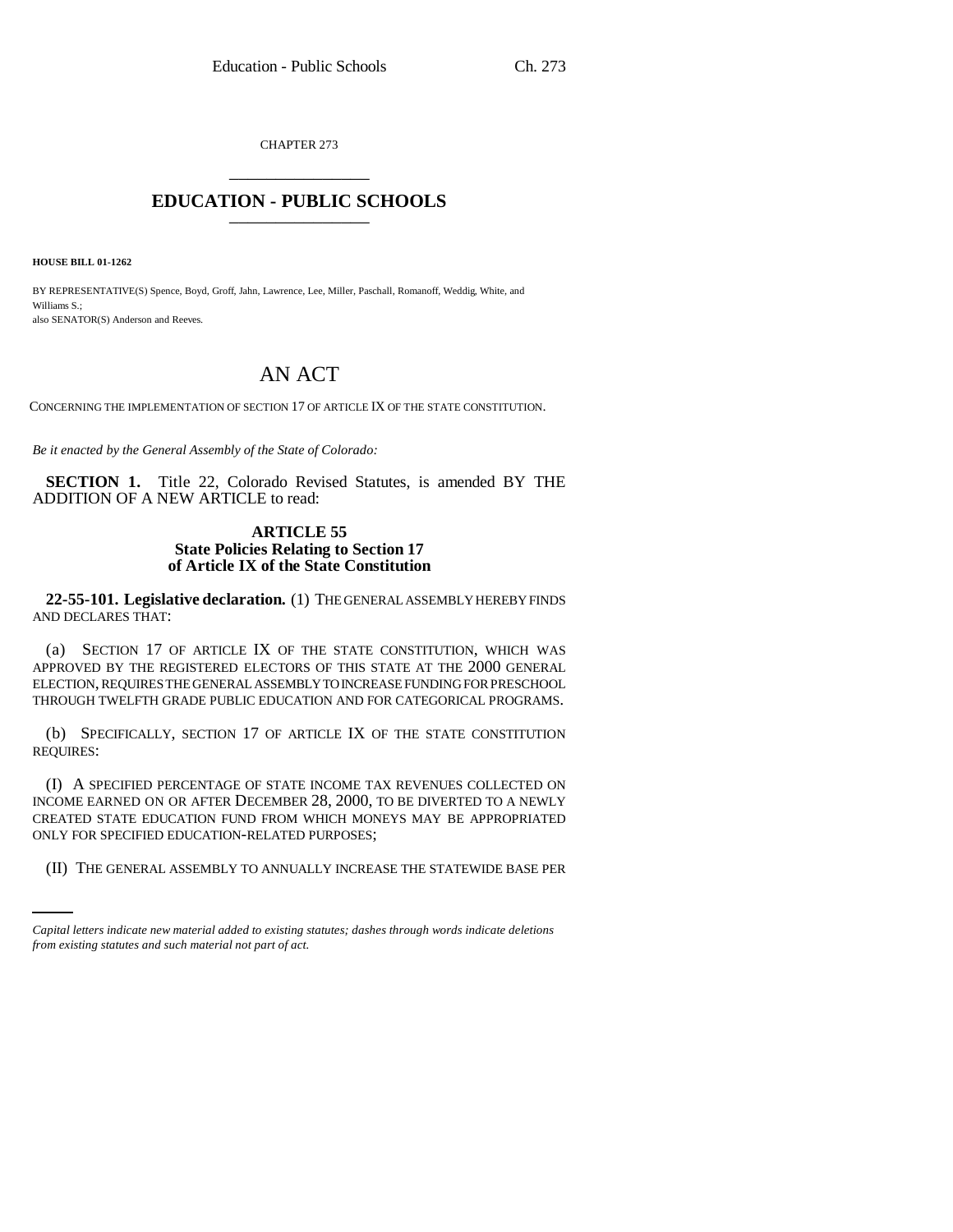CHAPTER 273

# EDUCATION - PUBLIC SCHOOLS

**HOUSE BILL 01-1262**

BY REPRESENTATIVE(S) Spence, Boyd, Groff, Jahn, Lawrence, Lee, Miller, Paschall, Romanoff, Weddig, White, and Williams S.;
also SENATOR(S) Anderson and Reeves.

# AN ACT

CONCERNING THE IMPLEMENTATION OF SECTION 17 OF ARTICLE IX OF THE STATE CONSTITUTION.

*Be it enacted by the General Assembly of the State of Colorado:*

**SECTION 1.** Title 22, Colorado Revised Statutes, is amended BY THE ADDITION OF A NEW ARTICLE to read:

### ARTICLE 55
### State Policies Relating to Section 17 of Article IX of the State Constitution

**22-55-101. Legislative declaration.** (1) THE GENERAL ASSEMBLY HEREBY FINDS AND DECLARES THAT:

(a) SECTION 17 OF ARTICLE IX OF THE STATE CONSTITUTION, WHICH WAS APPROVED BY THE REGISTERED ELECTORS OF THIS STATE AT THE 2000 GENERAL ELECTION, REQUIRES THE GENERAL ASSEMBLY TO INCREASE FUNDING FOR PRESCHOOL THROUGH TWELFTH GRADE PUBLIC EDUCATION AND FOR CATEGORICAL PROGRAMS.

(b) SPECIFICALLY, SECTION 17 OF ARTICLE IX OF THE STATE CONSTITUTION REQUIRES:

(I) A SPECIFIED PERCENTAGE OF STATE INCOME TAX REVENUES COLLECTED ON INCOME EARNED ON OR AFTER DECEMBER 28, 2000, TO BE DIVERTED TO A NEWLY CREATED STATE EDUCATION FUND FROM WHICH MONEYS MAY BE APPROPRIATED ONLY FOR SPECIFIED EDUCATION-RELATED PURPOSES;

(II) THE GENERAL ASSEMBLY TO ANNUALLY INCREASE THE STATEWIDE BASE PER

*Capital letters indicate new material added to existing statutes; dashes through words indicate deletions from existing statutes and such material not part of act.*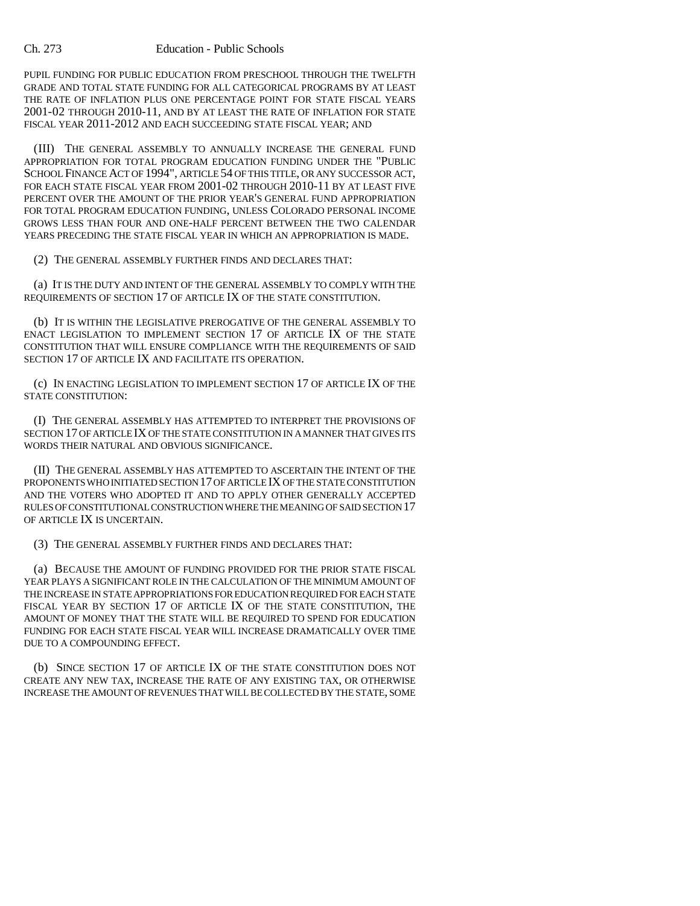PUPIL FUNDING FOR PUBLIC EDUCATION FROM PRESCHOOL THROUGH THE TWELFTH GRADE AND TOTAL STATE FUNDING FOR ALL CATEGORICAL PROGRAMS BY AT LEAST THE RATE OF INFLATION PLUS ONE PERCENTAGE POINT FOR STATE FISCAL YEARS 2001-02 THROUGH 2010-11, AND BY AT LEAST THE RATE OF INFLATION FOR STATE FISCAL YEAR 2011-2012 AND EACH SUCCEEDING STATE FISCAL YEAR; AND

(III) THE GENERAL ASSEMBLY TO ANNUALLY INCREASE THE GENERAL FUND APPROPRIATION FOR TOTAL PROGRAM EDUCATION FUNDING UNDER THE "PUBLIC SCHOOL FINANCE ACT OF 1994", ARTICLE 54 OF THIS TITLE, OR ANY SUCCESSOR ACT, FOR EACH STATE FISCAL YEAR FROM 2001-02 THROUGH 2010-11 BY AT LEAST FIVE PERCENT OVER THE AMOUNT OF THE PRIOR YEAR'S GENERAL FUND APPROPRIATION FOR TOTAL PROGRAM EDUCATION FUNDING, UNLESS COLORADO PERSONAL INCOME GROWS LESS THAN FOUR AND ONE-HALF PERCENT BETWEEN THE TWO CALENDAR YEARS PRECEDING THE STATE FISCAL YEAR IN WHICH AN APPROPRIATION IS MADE.

(2) THE GENERAL ASSEMBLY FURTHER FINDS AND DECLARES THAT:

(a) IT IS THE DUTY AND INTENT OF THE GENERAL ASSEMBLY TO COMPLY WITH THE REQUIREMENTS OF SECTION 17 OF ARTICLE IX OF THE STATE CONSTITUTION.

(b) IT IS WITHIN THE LEGISLATIVE PREROGATIVE OF THE GENERAL ASSEMBLY TO ENACT LEGISLATION TO IMPLEMENT SECTION 17 OF ARTICLE IX OF THE STATE CONSTITUTION THAT WILL ENSURE COMPLIANCE WITH THE REQUIREMENTS OF SAID SECTION 17 OF ARTICLE IX AND FACILITATE ITS OPERATION.

(c) IN ENACTING LEGISLATION TO IMPLEMENT SECTION 17 OF ARTICLE IX OF THE STATE CONSTITUTION:

(I) THE GENERAL ASSEMBLY HAS ATTEMPTED TO INTERPRET THE PROVISIONS OF SECTION 17 OF ARTICLE IX OF THE STATE CONSTITUTION IN A MANNER THAT GIVES ITS WORDS THEIR NATURAL AND OBVIOUS SIGNIFICANCE.

(II) THE GENERAL ASSEMBLY HAS ATTEMPTED TO ASCERTAIN THE INTENT OF THE PROPONENTS WHO INITIATED SECTION 17 OF ARTICLE IX OF THE STATE CONSTITUTION AND THE VOTERS WHO ADOPTED IT AND TO APPLY OTHER GENERALLY ACCEPTED RULES OF CONSTITUTIONAL CONSTRUCTION WHERE THE MEANING OF SAID SECTION 17 OF ARTICLE IX IS UNCERTAIN.

(3) THE GENERAL ASSEMBLY FURTHER FINDS AND DECLARES THAT:

(a) BECAUSE THE AMOUNT OF FUNDING PROVIDED FOR THE PRIOR STATE FISCAL YEAR PLAYS A SIGNIFICANT ROLE IN THE CALCULATION OF THE MINIMUM AMOUNT OF THE INCREASE IN STATE APPROPRIATIONS FOR EDUCATION REQUIRED FOR EACH STATE FISCAL YEAR BY SECTION 17 OF ARTICLE IX OF THE STATE CONSTITUTION, THE AMOUNT OF MONEY THAT THE STATE WILL BE REQUIRED TO SPEND FOR EDUCATION FUNDING FOR EACH STATE FISCAL YEAR WILL INCREASE DRAMATICALLY OVER TIME DUE TO A COMPOUNDING EFFECT.

(b) SINCE SECTION 17 OF ARTICLE IX OF THE STATE CONSTITUTION DOES NOT CREATE ANY NEW TAX, INCREASE THE RATE OF ANY EXISTING TAX, OR OTHERWISE INCREASE THE AMOUNT OF REVENUES THAT WILL BE COLLECTED BY THE STATE, SOME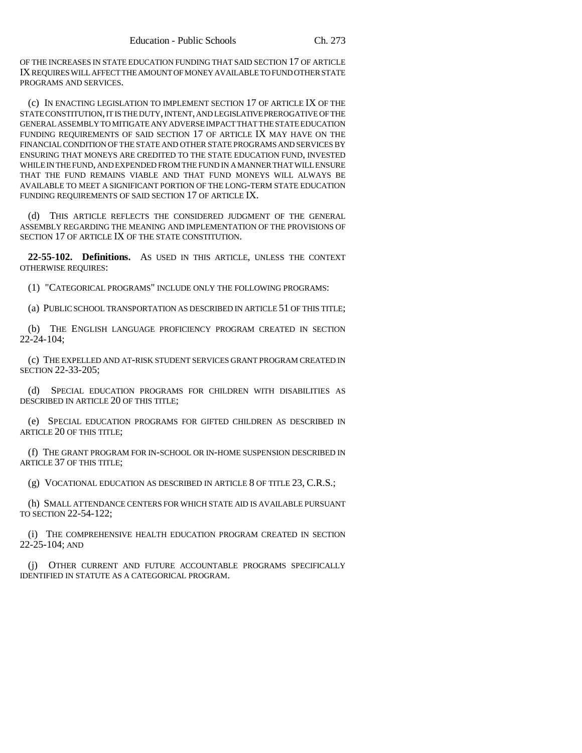OF THE INCREASES IN STATE EDUCATION FUNDING THAT SAID SECTION 17 OF ARTICLE IX REQUIRES WILL AFFECT THE AMOUNT OF MONEY AVAILABLE TO FUND OTHER STATE PROGRAMS AND SERVICES.

(c) IN ENACTING LEGISLATION TO IMPLEMENT SECTION 17 OF ARTICLE IX OF THE STATE CONSTITUTION, IT IS THE DUTY, INTENT, AND LEGISLATIVE PREROGATIVE OF THE GENERAL ASSEMBLY TO MITIGATE ANY ADVERSE IMPACT THAT THE STATE EDUCATION FUNDING REQUIREMENTS OF SAID SECTION 17 OF ARTICLE IX MAY HAVE ON THE FINANCIAL CONDITION OF THE STATE AND OTHER STATE PROGRAMS AND SERVICES BY ENSURING THAT MONEYS ARE CREDITED TO THE STATE EDUCATION FUND, INVESTED WHILE IN THE FUND, AND EXPENDED FROM THE FUND IN A MANNER THAT WILL ENSURE THAT THE FUND REMAINS VIABLE AND THAT FUND MONEYS WILL ALWAYS BE AVAILABLE TO MEET A SIGNIFICANT PORTION OF THE LONG-TERM STATE EDUCATION FUNDING REQUIREMENTS OF SAID SECTION 17 OF ARTICLE IX.

(d) THIS ARTICLE REFLECTS THE CONSIDERED JUDGMENT OF THE GENERAL ASSEMBLY REGARDING THE MEANING AND IMPLEMENTATION OF THE PROVISIONS OF SECTION 17 OF ARTICLE IX OF THE STATE CONSTITUTION.

**22-55-102. Definitions.** AS USED IN THIS ARTICLE, UNLESS THE CONTEXT OTHERWISE REQUIRES:

(1) "CATEGORICAL PROGRAMS" INCLUDE ONLY THE FOLLOWING PROGRAMS:

(a) PUBLIC SCHOOL TRANSPORTATION AS DESCRIBED IN ARTICLE 51 OF THIS TITLE;

(b) THE ENGLISH LANGUAGE PROFICIENCY PROGRAM CREATED IN SECTION 22-24-104;

(c) THE EXPELLED AND AT-RISK STUDENT SERVICES GRANT PROGRAM CREATED IN SECTION 22-33-205;

(d) SPECIAL EDUCATION PROGRAMS FOR CHILDREN WITH DISABILITIES AS DESCRIBED IN ARTICLE 20 OF THIS TITLE;

(e) SPECIAL EDUCATION PROGRAMS FOR GIFTED CHILDREN AS DESCRIBED IN ARTICLE 20 OF THIS TITLE;

(f) THE GRANT PROGRAM FOR IN-SCHOOL OR IN-HOME SUSPENSION DESCRIBED IN ARTICLE 37 OF THIS TITLE;

(g) VOCATIONAL EDUCATION AS DESCRIBED IN ARTICLE 8 OF TITLE 23, C.R.S.;

(h) SMALL ATTENDANCE CENTERS FOR WHICH STATE AID IS AVAILABLE PURSUANT TO SECTION 22-54-122;

(i) THE COMPREHENSIVE HEALTH EDUCATION PROGRAM CREATED IN SECTION 22-25-104; AND

(j) OTHER CURRENT AND FUTURE ACCOUNTABLE PROGRAMS SPECIFICALLY IDENTIFIED IN STATUTE AS A CATEGORICAL PROGRAM.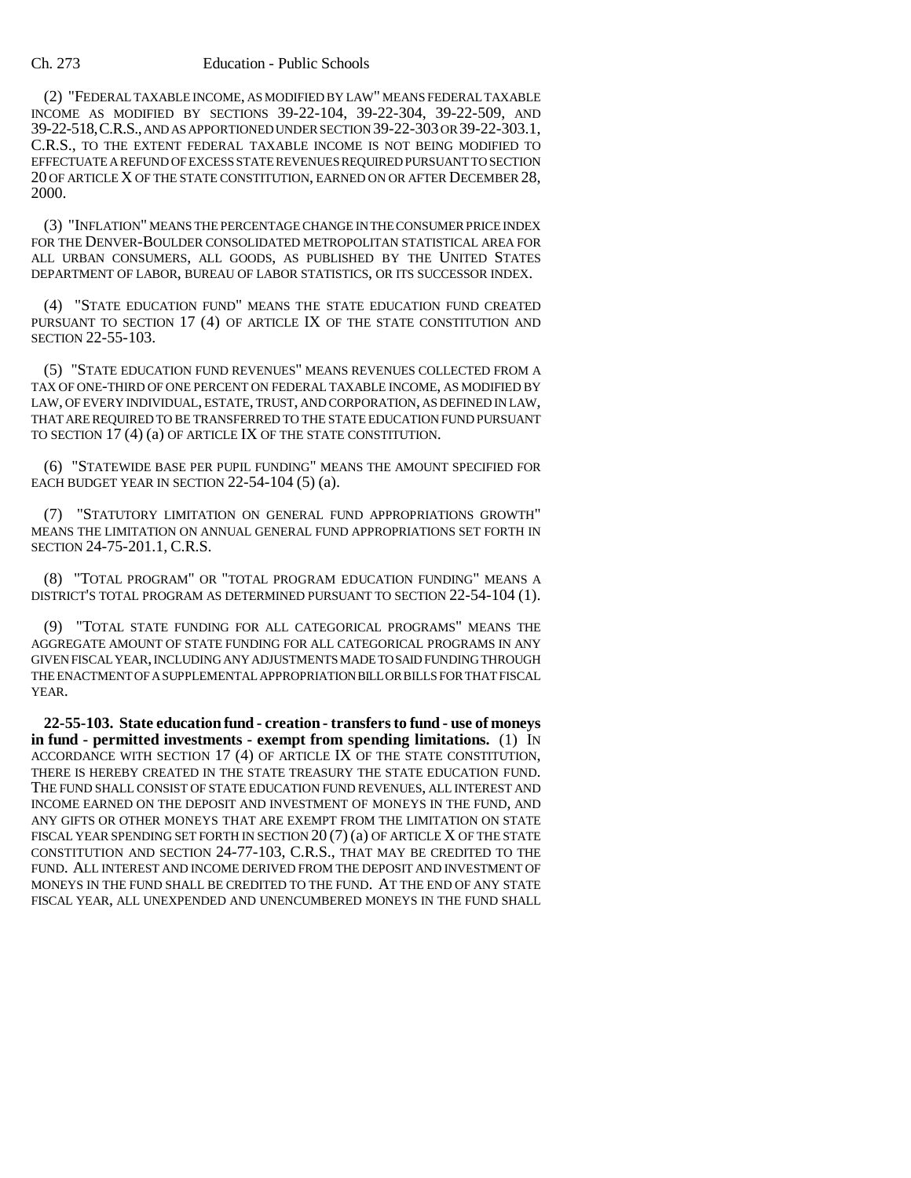(2) "FEDERAL TAXABLE INCOME, AS MODIFIED BY LAW" MEANS FEDERAL TAXABLE INCOME AS MODIFIED BY SECTIONS 39-22-104, 39-22-304, 39-22-509, AND 39-22-518, C.R.S., AND AS APPORTIONED UNDER SECTION 39-22-303 OR 39-22-303.1, C.R.S., TO THE EXTENT FEDERAL TAXABLE INCOME IS NOT BEING MODIFIED TO EFFECTUATE A REFUND OF EXCESS STATE REVENUES REQUIRED PURSUANT TO SECTION 20 OF ARTICLE X OF THE STATE CONSTITUTION, EARNED ON OR AFTER DECEMBER 28, 2000.

(3) "INFLATION" MEANS THE PERCENTAGE CHANGE IN THE CONSUMER PRICE INDEX FOR THE DENVER-BOULDER CONSOLIDATED METROPOLITAN STATISTICAL AREA FOR ALL URBAN CONSUMERS, ALL GOODS, AS PUBLISHED BY THE UNITED STATES DEPARTMENT OF LABOR, BUREAU OF LABOR STATISTICS, OR ITS SUCCESSOR INDEX.

(4) "STATE EDUCATION FUND" MEANS THE STATE EDUCATION FUND CREATED PURSUANT TO SECTION 17 (4) OF ARTICLE IX OF THE STATE CONSTITUTION AND SECTION 22-55-103.

(5) "STATE EDUCATION FUND REVENUES" MEANS REVENUES COLLECTED FROM A TAX OF ONE-THIRD OF ONE PERCENT ON FEDERAL TAXABLE INCOME, AS MODIFIED BY LAW, OF EVERY INDIVIDUAL, ESTATE, TRUST, AND CORPORATION, AS DEFINED IN LAW, THAT ARE REQUIRED TO BE TRANSFERRED TO THE STATE EDUCATION FUND PURSUANT TO SECTION 17 (4) (a) OF ARTICLE IX OF THE STATE CONSTITUTION.

(6) "STATEWIDE BASE PER PUPIL FUNDING" MEANS THE AMOUNT SPECIFIED FOR EACH BUDGET YEAR IN SECTION 22-54-104 (5) (a).

(7) "STATUTORY LIMITATION ON GENERAL FUND APPROPRIATIONS GROWTH" MEANS THE LIMITATION ON ANNUAL GENERAL FUND APPROPRIATIONS SET FORTH IN SECTION 24-75-201.1, C.R.S.

(8) "TOTAL PROGRAM" OR "TOTAL PROGRAM EDUCATION FUNDING" MEANS A DISTRICT'S TOTAL PROGRAM AS DETERMINED PURSUANT TO SECTION 22-54-104 (1).

(9) "TOTAL STATE FUNDING FOR ALL CATEGORICAL PROGRAMS" MEANS THE AGGREGATE AMOUNT OF STATE FUNDING FOR ALL CATEGORICAL PROGRAMS IN ANY GIVEN FISCAL YEAR, INCLUDING ANY ADJUSTMENTS MADE TO SAID FUNDING THROUGH THE ENACTMENT OF A SUPPLEMENTAL APPROPRIATION BILL OR BILLS FOR THAT FISCAL YEAR.

**22-55-103. State education fund - creation - transfers to fund - use of moneys in fund - permitted investments - exempt from spending limitations.** (1) IN ACCORDANCE WITH SECTION 17 (4) OF ARTICLE IX OF THE STATE CONSTITUTION, THERE IS HEREBY CREATED IN THE STATE TREASURY THE STATE EDUCATION FUND. THE FUND SHALL CONSIST OF STATE EDUCATION FUND REVENUES, ALL INTEREST AND INCOME EARNED ON THE DEPOSIT AND INVESTMENT OF MONEYS IN THE FUND, AND ANY GIFTS OR OTHER MONEYS THAT ARE EXEMPT FROM THE LIMITATION ON STATE FISCAL YEAR SPENDING SET FORTH IN SECTION 20 (7) (a) OF ARTICLE X OF THE STATE CONSTITUTION AND SECTION 24-77-103, C.R.S., THAT MAY BE CREDITED TO THE FUND. ALL INTEREST AND INCOME DERIVED FROM THE DEPOSIT AND INVESTMENT OF MONEYS IN THE FUND SHALL BE CREDITED TO THE FUND. AT THE END OF ANY STATE FISCAL YEAR, ALL UNEXPENDED AND UNENCUMBERED MONEYS IN THE FUND SHALL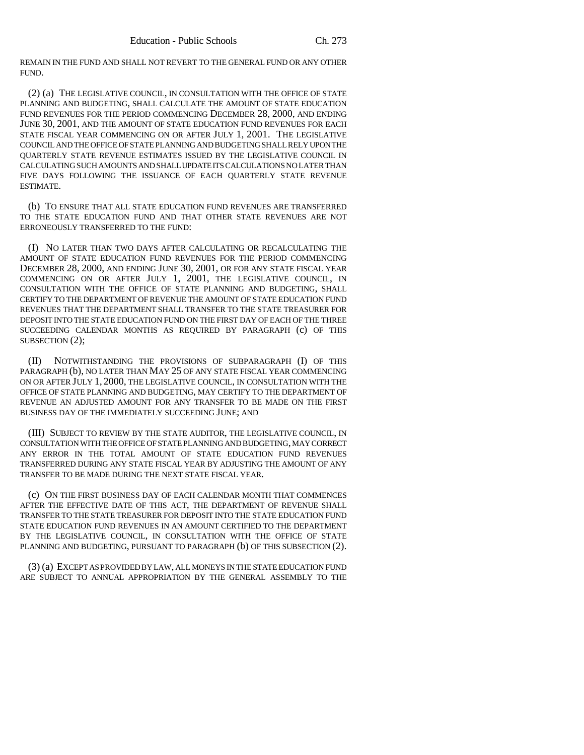REMAIN IN THE FUND AND SHALL NOT REVERT TO THE GENERAL FUND OR ANY OTHER FUND.

(2) (a) THE LEGISLATIVE COUNCIL, IN CONSULTATION WITH THE OFFICE OF STATE PLANNING AND BUDGETING, SHALL CALCULATE THE AMOUNT OF STATE EDUCATION FUND REVENUES FOR THE PERIOD COMMENCING DECEMBER 28, 2000, AND ENDING JUNE 30, 2001, AND THE AMOUNT OF STATE EDUCATION FUND REVENUES FOR EACH STATE FISCAL YEAR COMMENCING ON OR AFTER JULY 1, 2001. THE LEGISLATIVE COUNCIL AND THE OFFICE OF STATE PLANNING AND BUDGETING SHALL RELY UPON THE QUARTERLY STATE REVENUE ESTIMATES ISSUED BY THE LEGISLATIVE COUNCIL IN CALCULATING SUCH AMOUNTS AND SHALL UPDATE ITS CALCULATIONS NO LATER THAN FIVE DAYS FOLLOWING THE ISSUANCE OF EACH QUARTERLY STATE REVENUE ESTIMATE.

(b) TO ENSURE THAT ALL STATE EDUCATION FUND REVENUES ARE TRANSFERRED TO THE STATE EDUCATION FUND AND THAT OTHER STATE REVENUES ARE NOT ERRONEOUSLY TRANSFERRED TO THE FUND:

(I) NO LATER THAN TWO DAYS AFTER CALCULATING OR RECALCULATING THE AMOUNT OF STATE EDUCATION FUND REVENUES FOR THE PERIOD COMMENCING DECEMBER 28, 2000, AND ENDING JUNE 30, 2001, OR FOR ANY STATE FISCAL YEAR COMMENCING ON OR AFTER JULY 1, 2001, THE LEGISLATIVE COUNCIL, IN CONSULTATION WITH THE OFFICE OF STATE PLANNING AND BUDGETING, SHALL CERTIFY TO THE DEPARTMENT OF REVENUE THE AMOUNT OF STATE EDUCATION FUND REVENUES THAT THE DEPARTMENT SHALL TRANSFER TO THE STATE TREASURER FOR DEPOSIT INTO THE STATE EDUCATION FUND ON THE FIRST DAY OF EACH OF THE THREE SUCCEEDING CALENDAR MONTHS AS REQUIRED BY PARAGRAPH (c) OF THIS SUBSECTION (2);

(II) NOTWITHSTANDING THE PROVISIONS OF SUBPARAGRAPH (I) OF THIS PARAGRAPH (b), NO LATER THAN MAY 25 OF ANY STATE FISCAL YEAR COMMENCING ON OR AFTER JULY 1, 2000, THE LEGISLATIVE COUNCIL, IN CONSULTATION WITH THE OFFICE OF STATE PLANNING AND BUDGETING, MAY CERTIFY TO THE DEPARTMENT OF REVENUE AN ADJUSTED AMOUNT FOR ANY TRANSFER TO BE MADE ON THE FIRST BUSINESS DAY OF THE IMMEDIATELY SUCCEEDING JUNE; AND

(III) SUBJECT TO REVIEW BY THE STATE AUDITOR, THE LEGISLATIVE COUNCIL, IN CONSULTATION WITH THE OFFICE OF STATE PLANNING AND BUDGETING, MAY CORRECT ANY ERROR IN THE TOTAL AMOUNT OF STATE EDUCATION FUND REVENUES TRANSFERRED DURING ANY STATE FISCAL YEAR BY ADJUSTING THE AMOUNT OF ANY TRANSFER TO BE MADE DURING THE NEXT STATE FISCAL YEAR.

(c) ON THE FIRST BUSINESS DAY OF EACH CALENDAR MONTH THAT COMMENCES AFTER THE EFFECTIVE DATE OF THIS ACT, THE DEPARTMENT OF REVENUE SHALL TRANSFER TO THE STATE TREASURER FOR DEPOSIT INTO THE STATE EDUCATION FUND STATE EDUCATION FUND REVENUES IN AN AMOUNT CERTIFIED TO THE DEPARTMENT BY THE LEGISLATIVE COUNCIL, IN CONSULTATION WITH THE OFFICE OF STATE PLANNING AND BUDGETING, PURSUANT TO PARAGRAPH (b) OF THIS SUBSECTION (2).

(3) (a) EXCEPT AS PROVIDED BY LAW, ALL MONEYS IN THE STATE EDUCATION FUND ARE SUBJECT TO ANNUAL APPROPRIATION BY THE GENERAL ASSEMBLY TO THE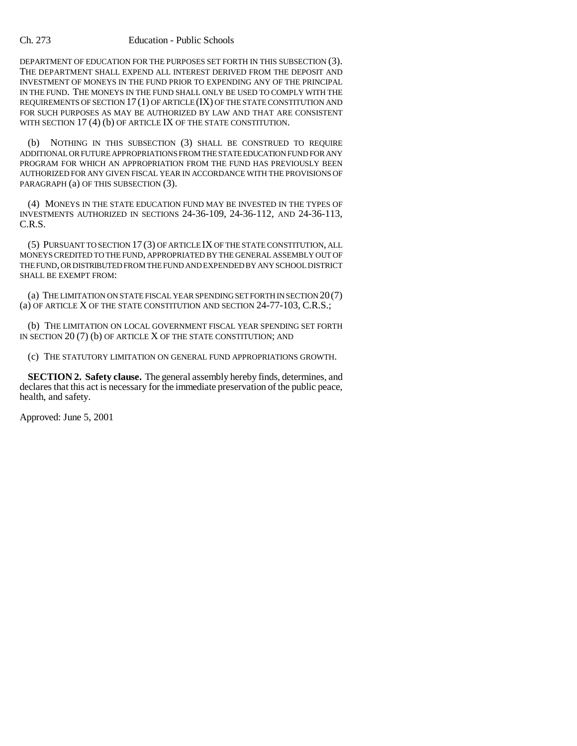DEPARTMENT OF EDUCATION FOR THE PURPOSES SET FORTH IN THIS SUBSECTION (3). THE DEPARTMENT SHALL EXPEND ALL INTEREST DERIVED FROM THE DEPOSIT AND INVESTMENT OF MONEYS IN THE FUND PRIOR TO EXPENDING ANY OF THE PRINCIPAL IN THE FUND. THE MONEYS IN THE FUND SHALL ONLY BE USED TO COMPLY WITH THE REQUIREMENTS OF SECTION 17 (1) OF ARTICLE (IX) OF THE STATE CONSTITUTION AND FOR SUCH PURPOSES AS MAY BE AUTHORIZED BY LAW AND THAT ARE CONSISTENT WITH SECTION 17 (4) (b) OF ARTICLE IX OF THE STATE CONSTITUTION.

(b) NOTHING IN THIS SUBSECTION (3) SHALL BE CONSTRUED TO REQUIRE ADDITIONAL OR FUTURE APPROPRIATIONS FROM THE STATE EDUCATION FUND FOR ANY PROGRAM FOR WHICH AN APPROPRIATION FROM THE FUND HAS PREVIOUSLY BEEN AUTHORIZED FOR ANY GIVEN FISCAL YEAR IN ACCORDANCE WITH THE PROVISIONS OF PARAGRAPH (a) OF THIS SUBSECTION (3).

(4) MONEYS IN THE STATE EDUCATION FUND MAY BE INVESTED IN THE TYPES OF INVESTMENTS AUTHORIZED IN SECTIONS 24-36-109, 24-36-112, AND 24-36-113, C.R.S.

(5) PURSUANT TO SECTION 17 (3) OF ARTICLE IX OF THE STATE CONSTITUTION, ALL MONEYS CREDITED TO THE FUND, APPROPRIATED BY THE GENERAL ASSEMBLY OUT OF THE FUND, OR DISTRIBUTED FROM THE FUND AND EXPENDED BY ANY SCHOOL DISTRICT SHALL BE EXEMPT FROM:

(a) THE LIMITATION ON STATE FISCAL YEAR SPENDING SET FORTH IN SECTION 20 (7) (a) OF ARTICLE X OF THE STATE CONSTITUTION AND SECTION 24-77-103, C.R.S.;

(b) THE LIMITATION ON LOCAL GOVERNMENT FISCAL YEAR SPENDING SET FORTH IN SECTION 20 (7) (b) OF ARTICLE X OF THE STATE CONSTITUTION; AND

(c) THE STATUTORY LIMITATION ON GENERAL FUND APPROPRIATIONS GROWTH.

**SECTION 2. Safety clause.** The general assembly hereby finds, determines, and declares that this act is necessary for the immediate preservation of the public peace, health, and safety.

Approved: June 5, 2001